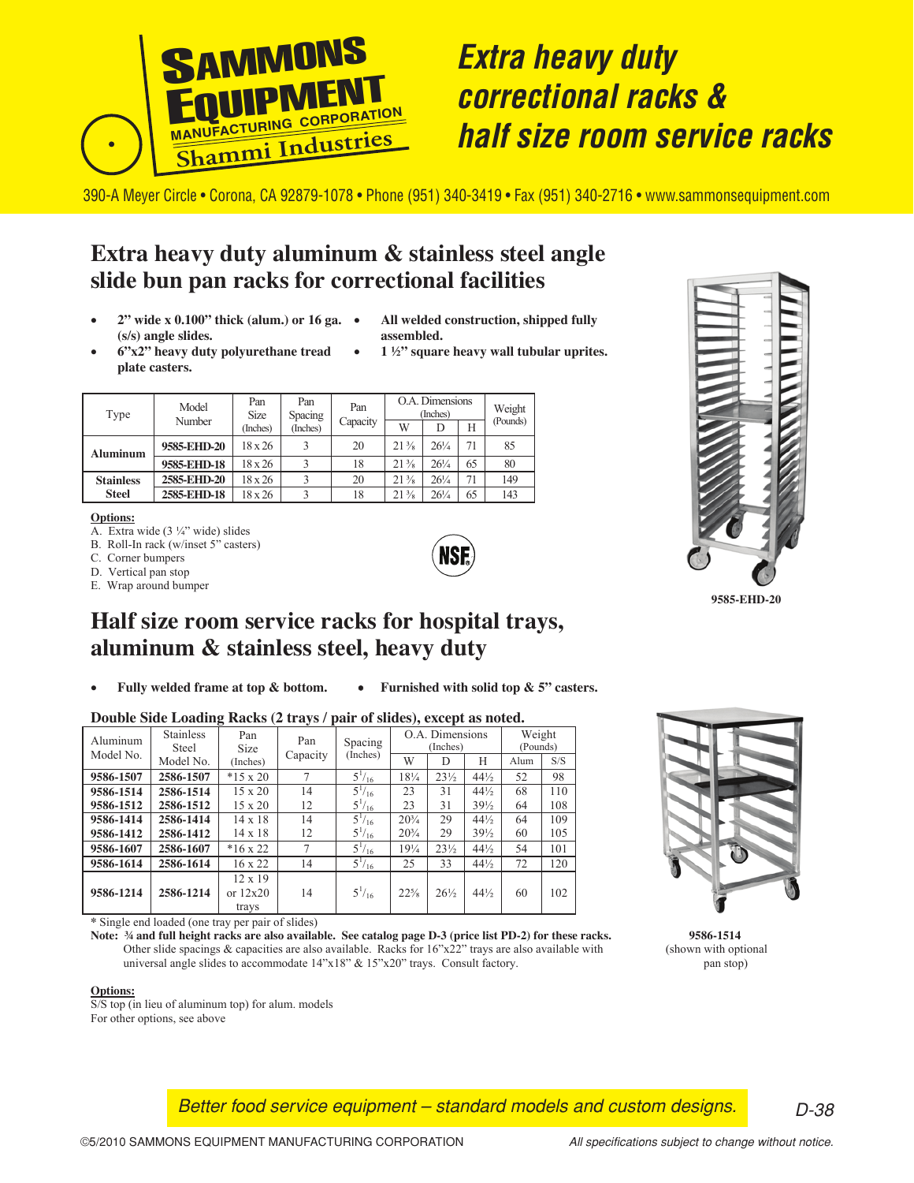# SAMMONS EQUIPMENT MANUFACTURING CORPORATION
Shammi Industries

# *Extra heavy duty correctional racks & half size room service racks*

390-A Meyer Circle • Corona, CA 92879-1078 • Phone (951) 340-3419 • Fax (951) 340-2716 • www.sammonsequipment.com

## Extra heavy duty aluminum & stainless steel angle slide bun pan racks for correctional facilities

- **2" wide x 0.100" thick (alum.) or 16 ga. (s/s) angle slides.**
- **6"x2" heavy duty polyurethane tread plate casters.**
- **All welded construction, shipped fully assembled.**
- **1 ½" square heavy wall tubular uprites.**

| Type | Model Number | Pan Size (Inches) | Pan Spacing (Inches) | Pan Capacity | O.A. Dimensions (Inches) | | | Weight (Pounds) |
|---|---|---|---|---|---|---|---|---|
| | | | | | W | D | H | |
| **Aluminum** | **9585-EHD-20** | 18 x 26 | 3 | 20 | 21⅜ | 26¼ | 71 | 85 |
| | **9585-EHD-18** | 18 x 26 | 3 | 18 | 21⅜ | 26¼ | 65 | 80 |
| **Stainless Steel** | **2585-EHD-20** | 18 x 26 | 3 | 20 | 21⅜ | 26¼ | 71 | 149 |
| | **2585-EHD-18** | 18 x 26 | 3 | 18 | 21⅜ | 26¼ | 65 | 143 |

**Options:**
A. Extra wide (3 ¼" wide) slides
B. Roll-In rack (w/inset 5" casters)
C. Corner bumpers
D. Vertical pan stop
E. Wrap around bumper

NSF

**9585-EHD-20**

## Half size room service racks for hospital trays, aluminum & stainless steel, heavy duty

- **Fully welded frame at top & bottom.**
- **Furnished with solid top & 5" casters.**

**Double Side Loading Racks (2 trays / pair of slides), except as noted.**

| Aluminum Model No. | Stainless Steel Model No. | Pan Size (Inches) | Pan Capacity | Spacing (Inches) | O.A. Dimensions (Inches) | | | Weight (Pounds) | |
|---|---|---|---|---|---|---|---|---|---|
| | | | | | W | D | H | Alum | S/S |
| **9586-1507** | **2586-1507** | *15 x 20 | 7 | 5 1/16 | 18¼ | 23½ | 44½ | 52 | 98 |
| **9586-1514** | **2586-1514** | 15 x 20 | 14 | 5 1/16 | 23 | 31 | 44½ | 68 | 110 |
| **9586-1512** | **2586-1512** | 15 x 20 | 12 | 5 1/16 | 23 | 31 | 39½ | 64 | 108 |
| **9586-1414** | **2586-1414** | 14 x 18 | 14 | 5 1/16 | 20¾ | 29 | 44½ | 64 | 109 |
| **9586-1412** | **2586-1412** | 14 x 18 | 12 | 5 1/16 | 20¾ | 29 | 39½ | 60 | 105 |
| **9586-1607** | **2586-1607** | *16 x 22 | 7 | 5 1/16 | 19¼ | 23½ | 44½ | 54 | 101 |
| **9586-1614** | **2586-1614** | 16 x 22 | 14 | 5 1/16 | 25 | 33 | 44½ | 72 | 120 |
| **9586-1214** | **2586-1214** | 12 x 19 or 12x20 trays | 14 | 5 1/16 | 22⅝ | 26½ | 44½ | 60 | 102 |

\* Single end loaded (one tray per pair of slides)

**Note: ¾ and full height racks are also available. See catalog page D-3 (price list PD-2) for these racks.** Other slide spacings & capacities are also available. Racks for 16"x22" trays are also available with universal angle slides to accommodate 14"x18" & 15"x20" trays. Consult factory.

**9586-1514**
(shown with optional pan stop)

**Options:**
S/S top (in lieu of aluminum top) for alum. models
For other options, see above

*Better food service equipment – standard models and custom designs.*

©5/2010 SAMMONS EQUIPMENT MANUFACTURING CORPORATION

*All specifications subject to change without notice.*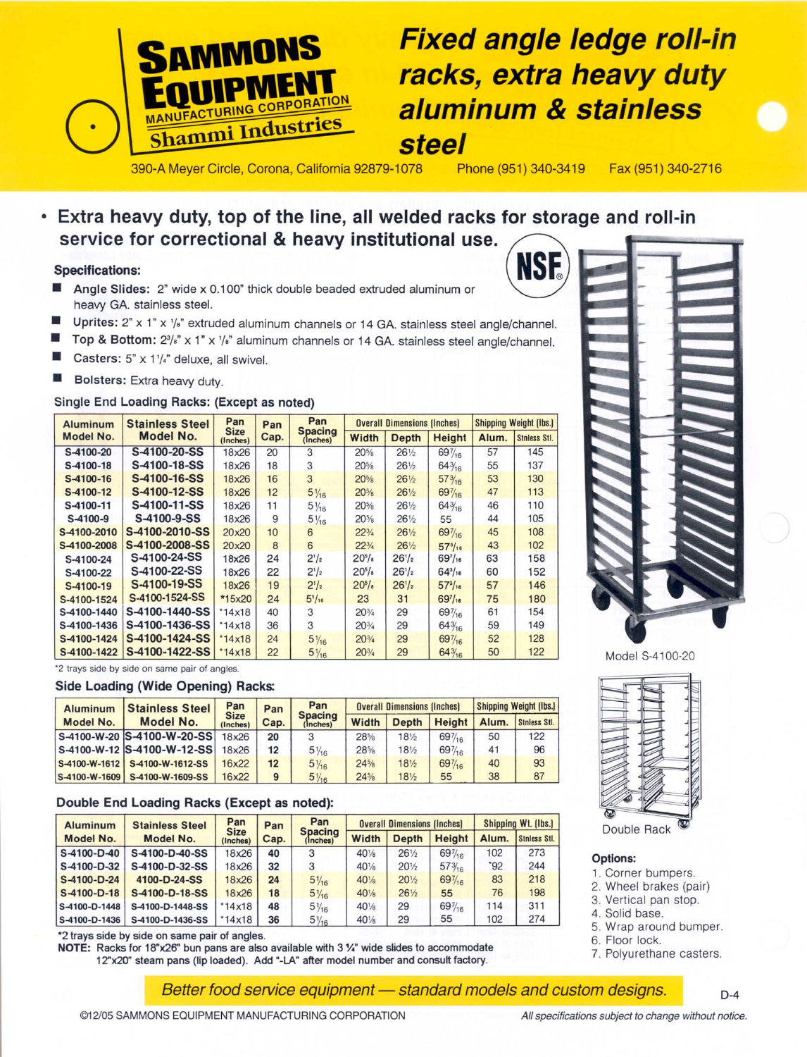# Sammons Equipment Manufacturing Corporation

Shammi Industries

# Fixed angle ledge roll-in racks, extra heavy duty aluminum & stainless steel

390-A Meyer Circle, Corona, California 92879-1078 Phone (951) 340-3419 Fax (951) 340-2716

- **Extra heavy duty, top of the line, all welded racks for storage and roll-in service for correctional & heavy institutional use.**

NSF®

### Specifications:

- **Angle Slides:** 2" wide x 0.100" thick double beaded extruded aluminum or heavy GA. stainless steel.
- **Uprites:** 2" x 1" x 1/8" extruded aluminum channels or 14 GA. stainless steel angle/channel.
- **Top & Bottom:** 2 3/8" x 1" x 1/8" aluminum channels or 14 GA. stainless steel angle/channel.
- **Casters:** 5" x 1 1/4" deluxe, all swivel.
- **Bolsters:** Extra heavy duty.

### Single End Loading Racks: (Except as noted)

| Aluminum Model No. | Stainless Steel Model No. | Pan Size (Inches) | Pan Cap. | Pan Spacing (Inches) | Overall Dimensions (Inches) | | | Shipping Weight (lbs.) | |
|---|---|---|---|---|---|---|---|---|---|
| | | | | | Width | Depth | Height | Alum. | Stnless Stl. |
| S-4100-20 | S-4100-20-SS | 18x26 | 20 | 3 | 20 5/8 | 26 1/2 | 69 7/16 | 57 | 145 |
| S-4100-18 | S-4100-18-SS | 18x26 | 18 | 3 | 20 5/8 | 26 1/2 | 64 3/16 | 55 | 137 |
| S-4100-16 | S-4100-16-SS | 18x26 | 16 | 3 | 20 5/8 | 26 1/2 | 57 3/16 | 53 | 130 |
| S-4100-12 | S-4100-12-SS | 18x26 | 12 | 5 1/16 | 20 5/8 | 26 1/2 | 69 7/16 | 47 | 113 |
| S-4100-11 | S-4100-11-SS | 18x26 | 11 | 5 1/16 | 20 5/8 | 26 1/2 | 64 3/16 | 46 | 110 |
| S-4100-9 | S-4100-9-SS | 18x26 | 9 | 5 1/16 | 20 5/8 | 26 1/2 | 55 | 44 | 105 |
| S-4100-2010 | S-4100-2010-SS | 20x20 | 10 | 6 | 22 3/4 | 26 1/2 | 69 7/16 | 45 | 108 |
| S-4100-2008 | S-4100-2008-SS | 20x20 | 8 | 6 | 22 3/4 | 26 1/2 | 57 3/16 | 43 | 102 |
| S-4100-24 | S-4100-24-SS | 18x26 | 24 | 2 1/2 | 20 5/8 | 26 1/2 | 69 7/16 | 63 | 158 |
| S-4100-22 | S-4100-22-SS | 18x26 | 22 | 2 1/2 | 20 5/8 | 26 1/2 | 64 3/16 | 60 | 152 |
| S-4100-19 | S-4100-19-SS | 18x26 | 19 | 2 1/2 | 20 5/8 | 26 1/2 | 57 3/16 | 57 | 146 |
| S-4100-1524 | S-4100-1524-SS | *15x20 | 24 | 5 1/16 | 23 | 31 | 69 7/16 | 75 | 180 |
| S-4100-1440 | S-4100-1440-SS | *14x18 | 40 | 3 | 20 3/4 | 29 | 69 7/16 | 61 | 154 |
| S-4100-1436 | S-4100-1436-SS | *14x18 | 36 | 3 | 20 3/4 | 29 | 64 3/16 | 59 | 149 |
| S-4100-1424 | S-4100-1424-SS | *14x18 | 24 | 5 1/16 | 20 3/4 | 29 | 69 7/16 | 52 | 128 |
| S-4100-1422 | S-4100-1422-SS | *14x18 | 22 | 5 1/16 | 20 3/4 | 29 | 64 3/16 | 50 | 122 |

*2 trays side by side on same pair of angles.

Model S-4100-20

### Side Loading (Wide Opening) Racks:

| Aluminum Model No. | Stainless Steel Model No. | Pan Size (Inches) | Pan Cap. | Pan Spacing (Inches) | Overall Dimensions (Inches) | | | Shipping Weight (lbs.) | |
|---|---|---|---|---|---|---|---|---|---|
| | | | | | Width | Depth | Height | Alum. | Stnless Stl. |
| S-4100-W-20 | S-4100-W-20-SS | 18x26 | 20 | 3 | 28 5/8 | 18 1/2 | 69 7/16 | 50 | 122 |
| S-4100-W-12 | S-4100-W-12-SS | 18x26 | 12 | 5 1/16 | 28 5/8 | 18 1/2 | 69 7/16 | 41 | 96 |
| S-4100-W-1612 | S-4100-W-1612-SS | 16x22 | 12 | 5 1/16 | 24 5/8 | 18 1/2 | 69 7/16 | 40 | 93 |
| S-4100-W-1609 | S-4100-W-1609-SS | 16x22 | 9 | 5 1/16 | 24 5/8 | 18 1/2 | 55 | 38 | 87 |

Double Rack

### Double End Loading Racks (Except as noted):

| Aluminum Model No. | Stainless Steel Model No. | Pan Size (Inches) | Pan Cap. | Pan Spacing (Inches) | Overall Dimensions (Inches) | | | Shipping Wt. (lbs.) | |
|---|---|---|---|---|---|---|---|---|---|
| | | | | | Width | Depth | Height | Alum. | Stnless Stl. |
| S-4100-D-40 | S-4100-D-40-SS | 18x26 | 40 | 3 | 40 1/8 | 26 1/2 | 69 7/16 | 102 | 273 |
| S-4100-D-32 | S-4100-D-32-SS | 18x26 | 32 | 3 | 40 1/8 | 20 1/2 | 57 3/16 | *92 | 244 |
| S-4100-D-24 | 4100-D-24-SS | 18x26 | 24 | 5 1/16 | 40 1/8 | 20 1/2 | 69 7/16 | 83 | 218 |
| S-4100-D-18 | S-4100-D-18-SS | 18x26 | 18 | 5 1/16 | 40 1/8 | 26 1/2 | 55 | 76 | 198 |
| S-4100-D-1448 | S-4100-D-1448-SS | *14x18 | 48 | 5 1/16 | 40 1/8 | 29 | 69 7/16 | 114 | 311 |
| S-4100-D-1436 | S-4100-D-1436-SS | *14x18 | 36 | 5 1/16 | 40 1/8 | 29 | 55 | 102 | 274 |

*2 trays side by side on same pair of angles.

**NOTE:** Racks for 18"x26" bun pans are also available with 3 1/4" wide slides to accommodate 12"x20" steam pans (lip loaded). Add "-LA" after model number and consult factory.

### Options:

1. Corner bumpers.
2. Wheel brakes (pair)
3. Vertical pan stop.
4. Solid base.
5. Wrap around bumper.
6. Floor lock.
7. Polyurethane casters.

*Better food service equipment — standard models and custom designs.*

©12/05 SAMMONS EQUIPMENT MANUFACTURING CORPORATION

*All specifications subject to change without notice.*